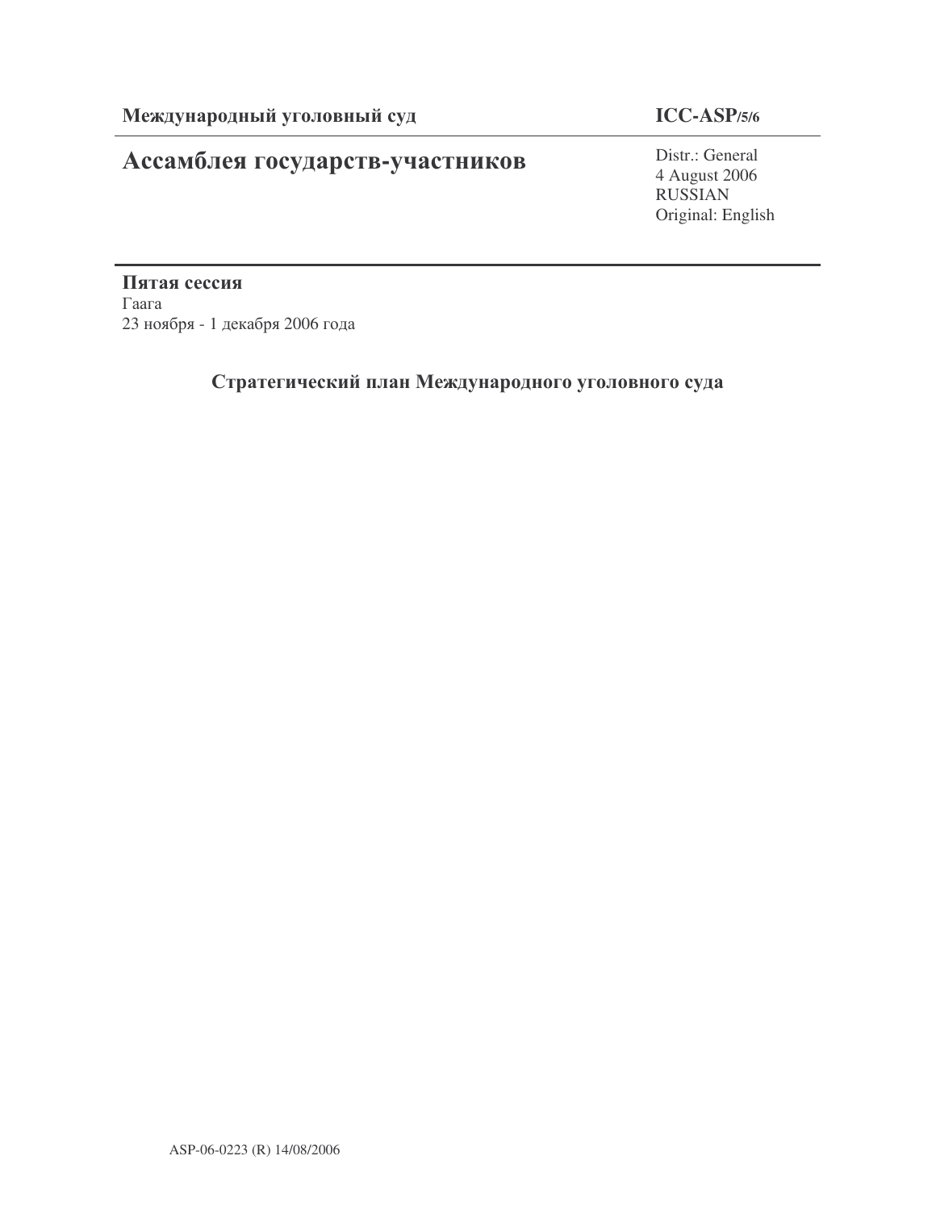**Международный уголовный суд** **ICC-ASP/5/6**

# Ассамблея государств-участников

Distr.: General
4 August 2006
RUSSIAN
Original: English

**Пятая сессия**
Гаага
23 ноября - 1 декабря 2006 года

## Стратегический план Международного уголовного суда

ASP-06-0223 (R) 14/08/2006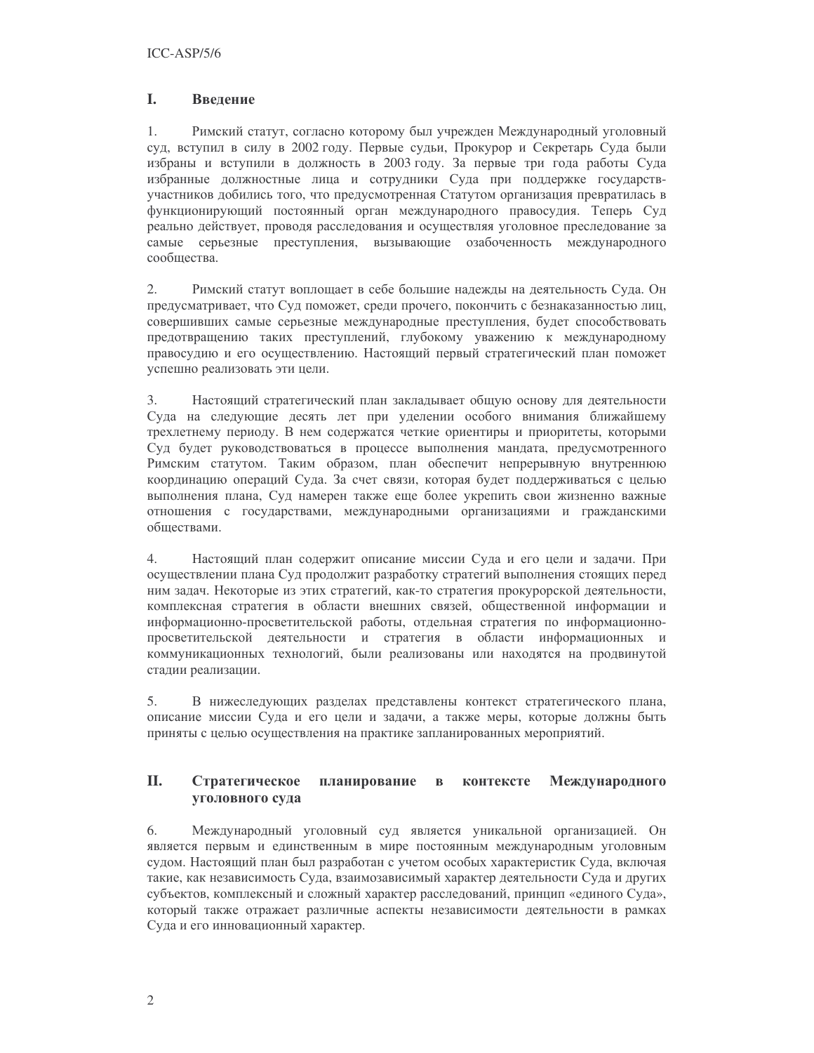## I. Введение

1. Римский статут, согласно которому был учрежден Международный уголовный суд, вступил в силу в 2002 году. Первые судьи, Прокурор и Секретарь Суда были избраны и вступили в должность в 2003 году. За первые три года работы Суда избранные должностные лица и сотрудники Суда при поддержке государств-участников добились того, что предусмотренная Статутом организация превратилась в функционирующий постоянный орган международного правосудия. Теперь Суд реально действует, проводя расследования и осуществляя уголовное преследование за самые серьезные преступления, вызывающие озабоченность международного сообщества.

2. Римский статут воплощает в себе большие надежды на деятельность Суда. Он предусматривает, что Суд поможет, среди прочего, покончить с безнаказанностью лиц, совершивших самые серьезные международные преступления, будет способствовать предотвращению таких преступлений, глубокому уважению к международному правосудию и его осуществлению. Настоящий первый стратегический план поможет успешно реализовать эти цели.

3. Настоящий стратегический план закладывает общую основу для деятельности Суда на следующие десять лет при уделении особого внимания ближайшему трехлетнему периоду. В нем содержатся четкие ориентиры и приоритеты, которыми Суд будет руководствоваться в процессе выполнения мандата, предусмотренного Римским статутом. Таким образом, план обеспечит непрерывную внутреннюю координацию операций Суда. За счет связи, которая будет поддерживаться с целью выполнения плана, Суд намерен также еще более укрепить свои жизненно важные отношения с государствами, международными организациями и гражданскими обществами.

4. Настоящий план содержит описание миссии Суда и его цели и задачи. При осуществлении плана Суд продолжит разработку стратегий выполнения стоящих перед ним задач. Некоторые из этих стратегий, как-то стратегия прокурорской деятельности, комплексная стратегия в области внешних связей, общественной информации и информационно-просветительской работы, отдельная стратегия по информационно-просветительской деятельности и стратегия в области информационных и коммуникационных технологий, были реализованы или находятся на продвинутой стадии реализации.

5. В нижеследующих разделах представлены контекст стратегического плана, описание миссии Суда и его цели и задачи, а также меры, которые должны быть приняты с целью осуществления на практике запланированных мероприятий.

## II. Стратегическое планирование в контексте Международного уголовного суда

6. Международный уголовный суд является уникальной организацией. Он является первым и единственным в мире постоянным международным уголовным судом. Настоящий план был разработан с учетом особых характеристик Суда, включая такие, как независимость Суда, взаимозависимый характер деятельности Суда и других субъектов, комплексный и сложный характер расследований, принцип «единого Суда», который также отражает различные аспекты независимости деятельности в рамках Суда и его инновационный характер.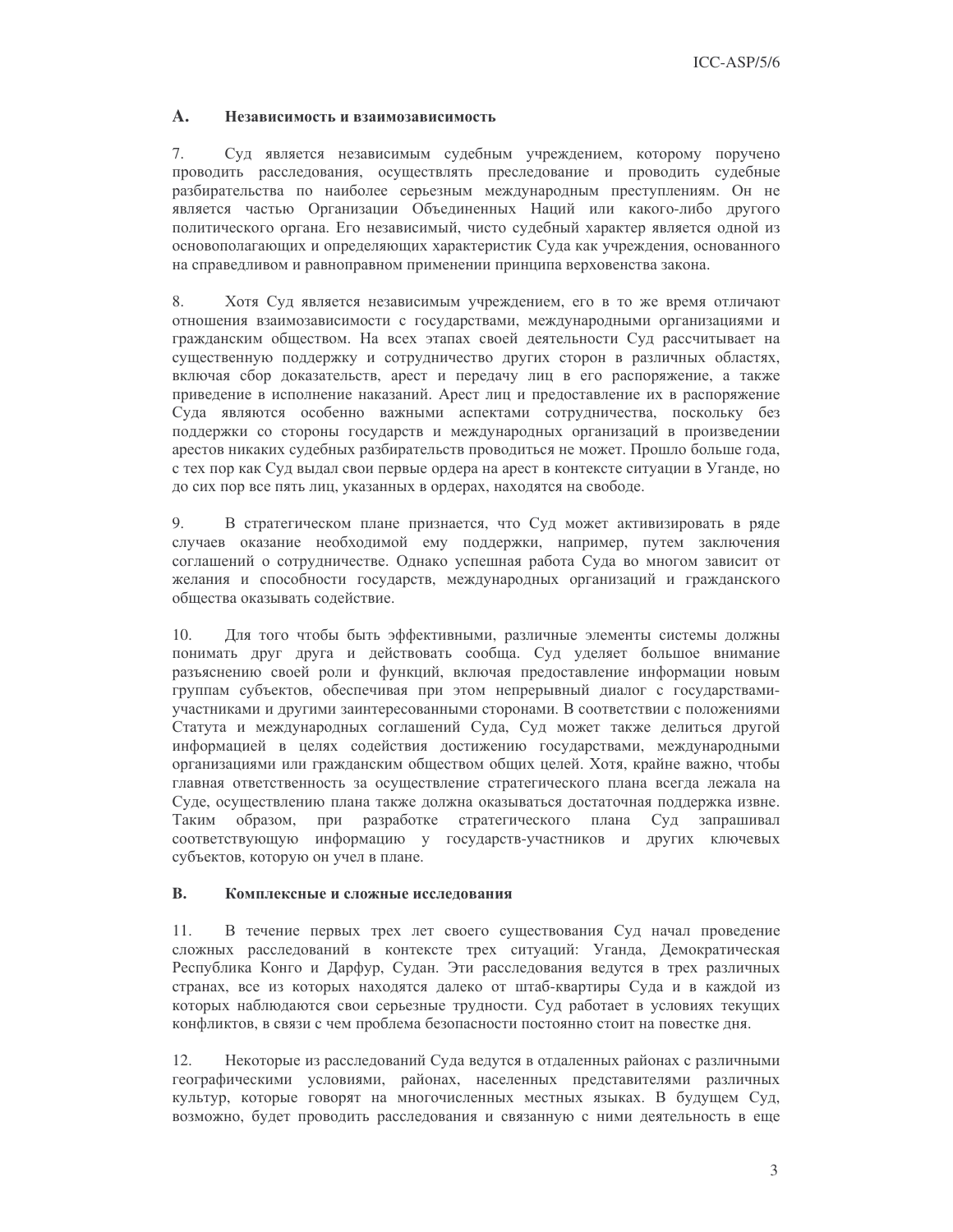## A. Независимость и взаимозависимость

7. Суд является независимым судебным учреждением, которому поручено проводить расследования, осуществлять преследование и проводить судебные разбирательства по наиболее серьезным международным преступлениям. Он не является частью Организации Объединенных Наций или какого-либо другого политического органа. Его независимый, чисто судебный характер является одной из основополагающих и определяющих характеристик Суда как учреждения, основанного на справедливом и равноправном применении принципа верховенства закона.

8. Хотя Суд является независимым учреждением, его в то же время отличают отношения взаимозависимости с государствами, международными организациями и гражданским обществом. На всех этапах своей деятельности Суд рассчитывает на существенную поддержку и сотрудничество других сторон в различных областях, включая сбор доказательств, арест и передачу лиц в его распоряжение, а также приведение в исполнение наказаний. Арест лиц и предоставление их в распоряжение Суда являются особенно важными аспектами сотрудничества, поскольку без поддержки со стороны государств и международных организаций в произведении арестов никаких судебных разбирательств проводиться не может. Прошло больше года, с тех пор как Суд выдал свои первые ордера на арест в контексте ситуации в Уганде, но до сих пор все пять лиц, указанных в ордерах, находятся на свободе.

9. В стратегическом плане признается, что Суд может активизировать в ряде случаев оказание необходимой ему поддержки, например, путем заключения соглашений о сотрудничестве. Однако успешная работа Суда во многом зависит от желания и способности государств, международных организаций и гражданского общества оказывать содействие.

10. Для того чтобы быть эффективными, различные элементы системы должны понимать друг друга и действовать сообща. Суд уделяет большое внимание разъяснению своей роли и функций, включая предоставление информации новым группам субъектов, обеспечивая при этом непрерывный диалог с государствами-участниками и другими заинтересованными сторонами. В соответствии с положениями Статута и международных соглашений Суда, Суд может также делиться другой информацией в целях содействия достижению государствами, международными организациями или гражданским обществом общих целей. Хотя, крайне важно, чтобы главная ответственность за осуществление стратегического плана всегда лежала на Суде, осуществлению плана также должна оказываться достаточная поддержка извне. Таким образом, при разработке стратегического плана Суд запрашивал соответствующую информацию у государств-участников и других ключевых субъектов, которую он учел в плане.

## B. Комплексные и сложные исследования

11. В течение первых трех лет своего существования Суд начал проведение сложных расследований в контексте трех ситуаций: Уганда, Демократическая Республика Конго и Дарфур, Судан. Эти расследования ведутся в трех различных странах, все из которых находятся далеко от штаб-квартиры Суда и в каждой из которых наблюдаются свои серьезные трудности. Суд работает в условиях текущих конфликтов, в связи с чем проблема безопасности постоянно стоит на повестке дня.

12. Некоторые из расследований Суда ведутся в отдаленных районах с различными географическими условиями, районах, населенных представителями различных культур, которые говорят на многочисленных местных языках. В будущем Суд, возможно, будет проводить расследования и связанную с ними деятельность в еще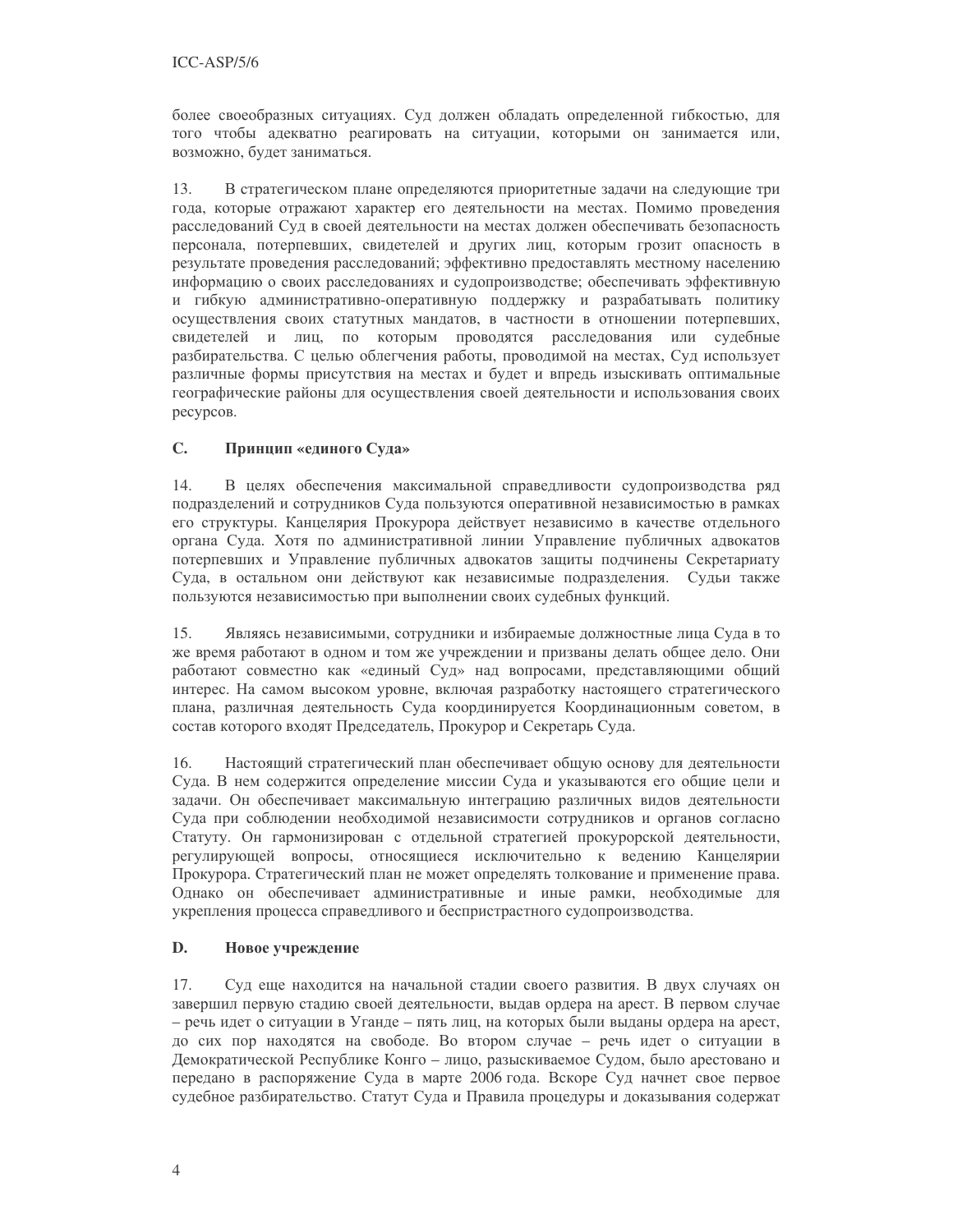более своеобразных ситуациях. Суд должен обладать определенной гибкостью, для того чтобы адекватно реагировать на ситуации, которыми он занимается или, возможно, будет заниматься.

13. В стратегическом плане определяются приоритетные задачи на следующие три года, которые отражают характер его деятельности на местах. Помимо проведения расследований Суд в своей деятельности на местах должен обеспечивать безопасность персонала, потерпевших, свидетелей и других лиц, которым грозит опасность в результате проведения расследований; эффективно предоставлять местному населению информацию о своих расследованиях и судопроизводстве; обеспечивать эффективную и гибкую административно-оперативную поддержку и разрабатывать политику осуществления своих статутных мандатов, в частности в отношении потерпевших, свидетелей и лиц, по которым проводятся расследования или судебные разбирательства. С целью облегчения работы, проводимой на местах, Суд использует различные формы присутствия на местах и будет и впредь изыскивать оптимальные географические районы для осуществления своей деятельности и использования своих ресурсов.

## C. Принцип «единого Суда»

14. В целях обеспечения максимальной справедливости судопроизводства ряд подразделений и сотрудников Суда пользуются оперативной независимостью в рамках его структуры. Канцелярия Прокурора действует независимо в качестве отдельного органа Суда. Хотя по административной линии Управление публичных адвокатов потерпевших и Управление публичных адвокатов защиты подчинены Секретариату Суда, в остальном они действуют как независимые подразделения. Судьи также пользуются независимостью при выполнении своих судебных функций.

15. Являясь независимыми, сотрудники и избираемые должностные лица Суда в то же время работают в одном и том же учреждении и призваны делать общее дело. Они работают совместно как «единый Суд» над вопросами, представляющими общий интерес. На самом высоком уровне, включая разработку настоящего стратегического плана, различная деятельность Суда координируется Координационным советом, в состав которого входят Председатель, Прокурор и Секретарь Суда.

16. Настоящий стратегический план обеспечивает общую основу для деятельности Суда. В нем содержится определение миссии Суда и указываются его общие цели и задачи. Он обеспечивает максимальную интеграцию различных видов деятельности Суда при соблюдении необходимой независимости сотрудников и органов согласно Статуту. Он гармонизирован с отдельной стратегией прокурорской деятельности, регулирующей вопросы, относящиеся исключительно к ведению Канцелярии Прокурора. Стратегический план не может определять толкование и применение права. Однако он обеспечивает административные и иные рамки, необходимые для укрепления процесса справедливого и беспристрастного судопроизводства.

## D. Новое учреждение

17. Суд еще находится на начальной стадии своего развития. В двух случаях он завершил первую стадию своей деятельности, выдав ордера на арест. В первом случае – речь идет о ситуации в Уганде – пять лиц, на которых были выданы ордера на арест, до сих пор находятся на свободе. Во втором случае – речь идет о ситуации в Демократической Республике Конго – лицо, разыскиваемое Судом, было арестовано и передано в распоряжение Суда в марте 2006 года. Вскоре Суд начнет свое первое судебное разбирательство. Статут Суда и Правила процедуры и доказывания содержат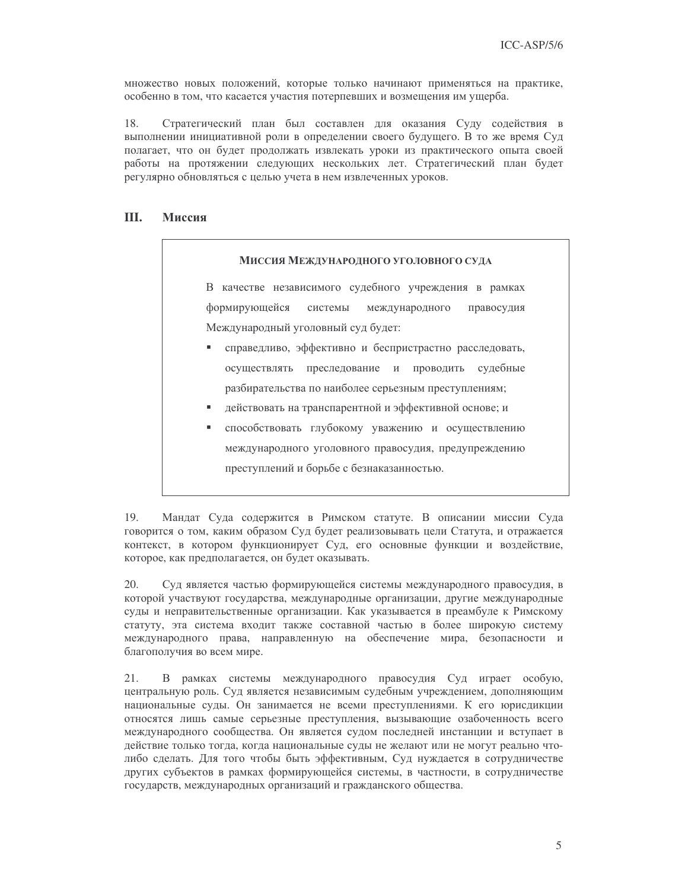множество новых положений, которые только начинают применяться на практике, особенно в том, что касается участия потерпевших и возмещения им ущерба.

18. Стратегический план был составлен для оказания Суду содействия в выполнении инициативной роли в определении своего будущего. В то же время Суд полагает, что он будет продолжать извлекать уроки из практического опыта своей работы на протяжении следующих нескольких лет. Стратегический план будет регулярно обновляться с целью учета в нем извлеченных уроков.

## III. Миссия

**МИССИЯ МЕЖДУНАРОДНОГО УГОЛОВНОГО СУДА**

В качестве независимого судебного учреждения в рамках формирующейся системы международного правосудия Международный уголовный суд будет:

- справедливо, эффективно и беспристрастно расследовать, осуществлять преследование и проводить судебные разбирательства по наиболее серьезным преступлениям;
- действовать на транспарентной и эффективной основе; и
- способствовать глубокому уважению и осуществлению международного уголовного правосудия, предупреждению преступлений и борьбе с безнаказанностью.

19. Мандат Суда содержится в Римском статуте. В описании миссии Суда говорится о том, каким образом Суд будет реализовывать цели Статута, и отражается контекст, в котором функционирует Суд, его основные функции и воздействие, которое, как предполагается, он будет оказывать.

20. Суд является частью формирующейся системы международного правосудия, в которой участвуют государства, международные организации, другие международные суды и неправительственные организации. Как указывается в преамбуле к Римскому статуту, эта система входит также составной частью в более широкую систему международного права, направленную на обеспечение мира, безопасности и благополучия во всем мире.

21. В рамках системы международного правосудия Суд играет особую, центральную роль. Суд является независимым судебным учреждением, дополняющим национальные суды. Он занимается не всеми преступлениями. К его юрисдикции относятся лишь самые серьезные преступления, вызывающие озабоченность всего международного сообщества. Он является судом последней инстанции и вступает в действие только тогда, когда национальные суды не желают или не могут реально что-либо сделать. Для того чтобы быть эффективным, Суд нуждается в сотрудничестве других субъектов в рамках формирующейся системы, в частности, в сотрудничестве государств, международных организаций и гражданского общества.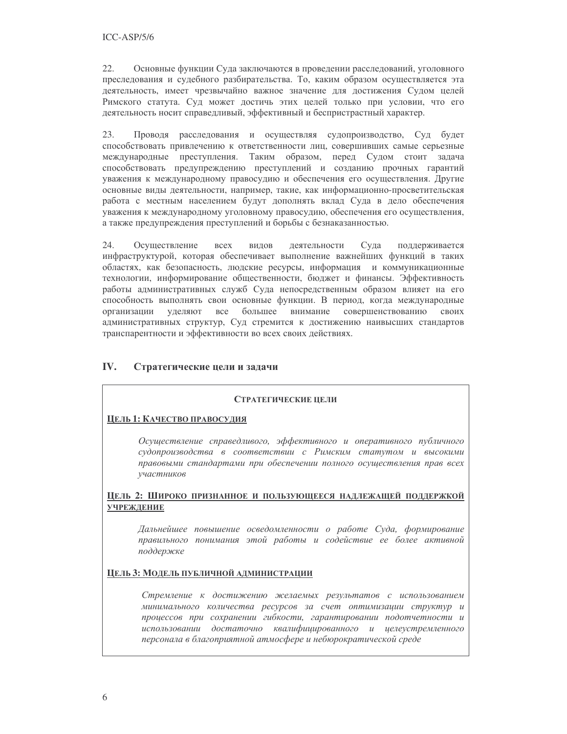22. Основные функции Суда заключаются в проведении расследований, уголовного преследования и судебного разбирательства. То, каким образом осуществляется эта деятельность, имеет чрезвычайно важное значение для достижения Судом целей Римского статута. Суд может достичь этих целей только при условии, что его деятельность носит справедливый, эффективный и беспристрастный характер.

23. Проводя расследования и осуществляя судопроизводство, Суд будет способствовать привлечению к ответственности лиц, совершивших самые серьезные международные преступления. Таким образом, перед Судом стоит задача способствовать предупреждению преступлений и созданию прочных гарантий уважения к международному правосудию и обеспечения его осуществления. Другие основные виды деятельности, например, такие, как информационно-просветительская работа с местным населением будут дополнять вклад Суда в дело обеспечения уважения к международному уголовному правосудию, обеспечения его осуществления, а также предупреждения преступлений и борьбы с безнаказанностью.

24. Осуществление всех видов деятельности Суда поддерживается инфраструктурой, которая обеспечивает выполнение важнейших функций в таких областях, как безопасность, людские ресурсы, информация и коммуникационные технологии, информирование общественности, бюджет и финансы. Эффективность работы административных служб Суда непосредственным образом влияет на его способность выполнять свои основные функции. В период, когда международные организации уделяют все большее внимание совершенствованию своих административных структур, Суд стремится к достижению наивысших стандартов транспарентности и эффективности во всех своих действиях.

## IV. Стратегические цели и задачи

**СТРАТЕГИЧЕСКИЕ ЦЕЛИ**

**<u>ЦЕЛЬ 1: КАЧЕСТВО ПРАВОСУДИЯ</u>**

*Осуществление справедливого, эффективного и оперативного публичного судопроизводства в соответствии с Римским статутом и высокими правовыми стандартами при обеспечении полного осуществления прав всех участников*

**<u>ЦЕЛЬ 2: ШИРОКО ПРИЗНАННОЕ И ПОЛЬЗУЮЩЕЕСЯ НАДЛЕЖАЩЕЙ ПОДДЕРЖКОЙ УЧРЕЖДЕНИЕ</u>**

*Дальнейшее повышение осведомленности о работе Суда, формирование правильного понимания этой работы и содействие ее более активной поддержке*

**<u>ЦЕЛЬ 3: МОДЕЛЬ ПУБЛИЧНОЙ АДМИНИСТРАЦИИ</u>**

*Стремление к достижению желаемых результатов с использованием минимального количества ресурсов за счет оптимизации структур и процессов при сохранении гибкости, гарантировании подотчетности и использовании достаточно квалифицированного и целеустремленного персонала в благоприятной атмосфере и небюрократической среде*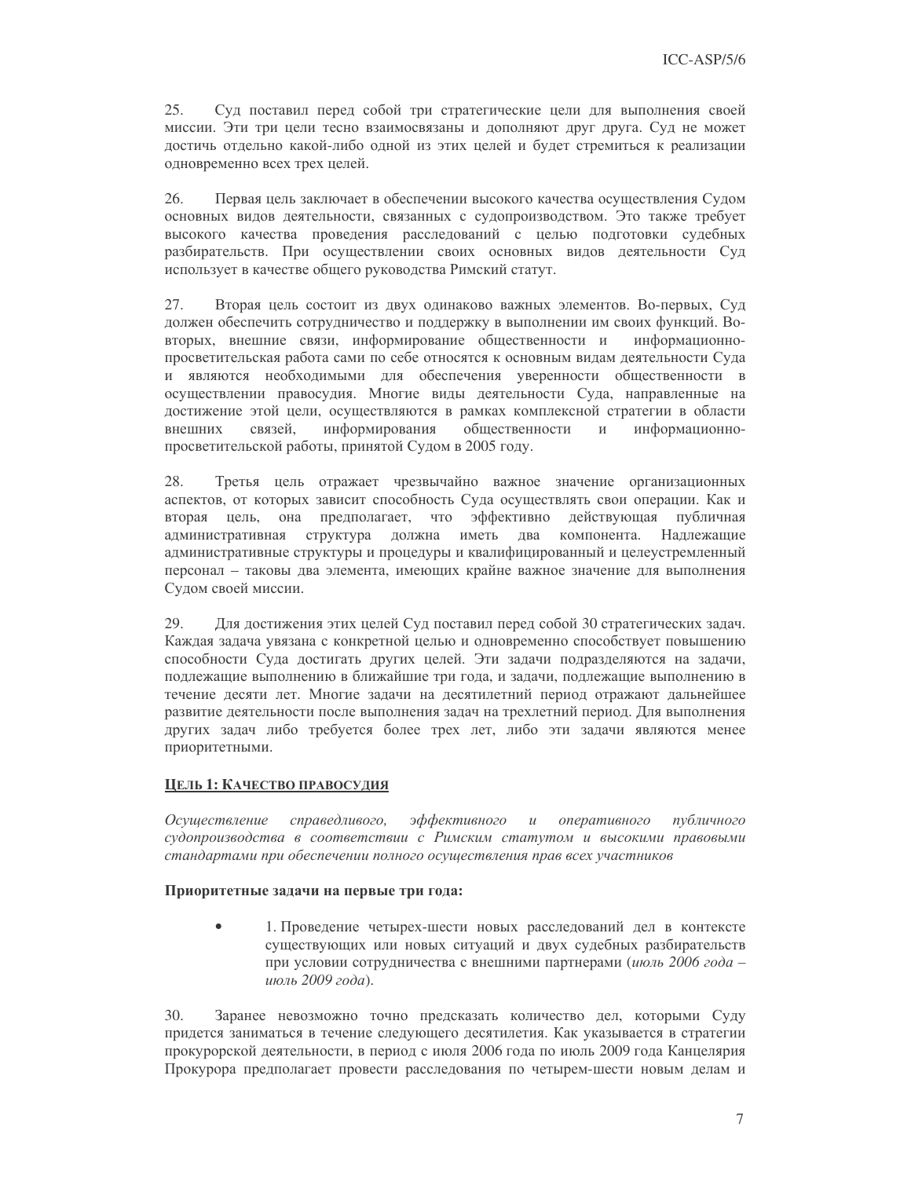25. Суд поставил перед собой три стратегические цели для выполнения своей миссии. Эти три цели тесно взаимосвязаны и дополняют друг друга. Суд не может достичь отдельно какой-либо одной из этих целей и будет стремиться к реализации одновременно всех трех целей.

26. Первая цель заключает в обеспечении высокого качества осуществления Судом основных видов деятельности, связанных с судопроизводством. Это также требует высокого качества проведения расследований с целью подготовки судебных разбирательств. При осуществлении своих основных видов деятельности Суд использует в качестве общего руководства Римский статут.

27. Вторая цель состоит из двух одинаково важных элементов. Во-первых, Суд должен обеспечить сотрудничество и поддержку в выполнении им своих функций. Во-вторых, внешние связи, информирование общественности и информационно-просветительская работа сами по себе относятся к основным видам деятельности Суда и являются необходимыми для обеспечения уверенности общественности в осуществлении правосудия. Многие виды деятельности Суда, направленные на достижение этой цели, осуществляются в рамках комплексной стратегии в области внешних связей, информирования общественности и информационно-просветительской работы, принятой Судом в 2005 году.

28. Третья цель отражает чрезвычайно важное значение организационных аспектов, от которых зависит способность Суда осуществлять свои операции. Как и вторая цель, она предполагает, что эффективно действующая публичная административная структура должна иметь два компонента. Надлежащие административные структуры и процедуры и квалифицированный и целеустремленный персонал – таковы два элемента, имеющих крайне важное значение для выполнения Судом своей миссии.

29. Для достижения этих целей Суд поставил перед собой 30 стратегических задач. Каждая задача увязана с конкретной целью и одновременно способствует повышению способности Суда достигать других целей. Эти задачи подразделяются на задачи, подлежащие выполнению в ближайшие три года, и задачи, подлежащие выполнению в течение десяти лет. Многие задачи на десятилетний период отражают дальнейшее развитие деятельности после выполнения задач на трехлетний период. Для выполнения других задач либо требуется более трех лет, либо эти задачи являются менее приоритетными.

## Цель 1: Качество правосудия

*Осуществление справедливого, эффективного и оперативного публичного судопроизводства в соответствии с Римским статутом и высокими правовыми стандартами при обеспечении полного осуществления прав всех участников*

**Приоритетные задачи на первые три года:**

- 1. Проведение четырех-шести новых расследований дел в контексте существующих или новых ситуаций и двух судебных разбирательств при условии сотрудничества с внешними партнерами (*июль 2006 года – июль 2009 года*).

30. Заранее невозможно точно предсказать количество дел, которыми Суду придется заниматься в течение следующего десятилетия. Как указывается в стратегии прокурорской деятельности, в период с июля 2006 года по июль 2009 года Канцелярия Прокурора предполагает провести расследования по четырем-шести новым делам и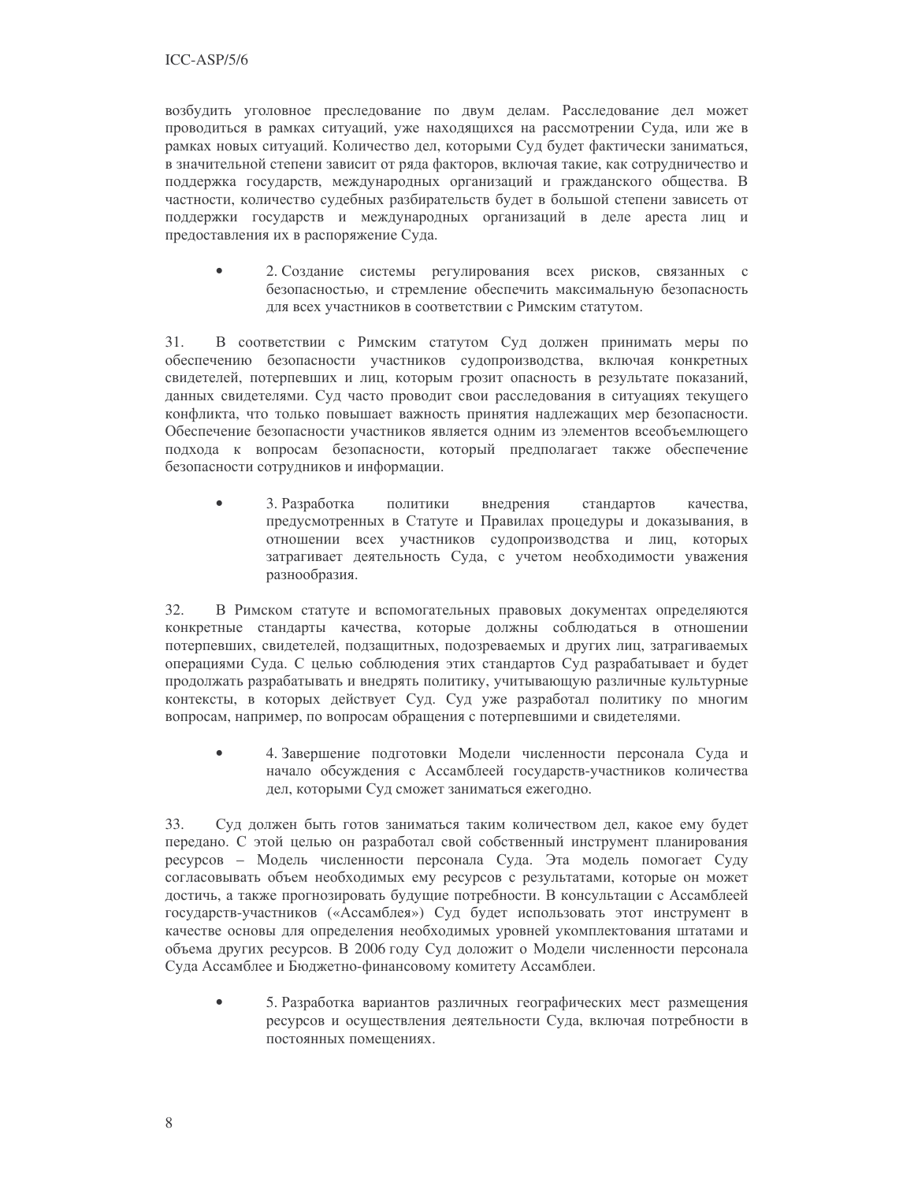возбудить уголовное преследование по двум делам. Расследование дел может проводиться в рамках ситуаций, уже находящихся на рассмотрении Суда, или же в рамках новых ситуаций. Количество дел, которыми Суд будет фактически заниматься, в значительной степени зависит от ряда факторов, включая такие, как сотрудничество и поддержка государств, международных организаций и гражданского общества. В частности, количество судебных разбирательств будет в большой степени зависеть от поддержки государств и международных организаций в деле ареста лиц и предоставления их в распоряжение Суда.

- 2. Создание системы регулирования всех рисков, связанных с безопасностью, и стремление обеспечить максимальную безопасность для всех участников в соответствии с Римским статутом.

31. В соответствии с Римским статутом Суд должен принимать меры по обеспечению безопасности участников судопроизводства, включая конкретных свидетелей, потерпевших и лиц, которым грозит опасность в результате показаний, данных свидетелями. Суд часто проводит свои расследования в ситуациях текущего конфликта, что только повышает важность принятия надлежащих мер безопасности. Обеспечение безопасности участников является одним из элементов всеобъемлющего подхода к вопросам безопасности, который предполагает также обеспечение безопасности сотрудников и информации.

- 3. Разработка политики внедрения стандартов качества, предусмотренных в Статуте и Правилах процедуры и доказывания, в отношении всех участников судопроизводства и лиц, которых затрагивает деятельность Суда, с учетом необходимости уважения разнообразия.

32. В Римском статуте и вспомогательных правовых документах определяются конкретные стандарты качества, которые должны соблюдаться в отношении потерпевших, свидетелей, подзащитных, подозреваемых и других лиц, затрагиваемых операциями Суда. С целью соблюдения этих стандартов Суд разрабатывает и будет продолжать разрабатывать и внедрять политику, учитывающую различные культурные контексты, в которых действует Суд. Суд уже разработал политику по многим вопросам, например, по вопросам обращения с потерпевшими и свидетелями.

- 4. Завершение подготовки Модели численности персонала Суда и начало обсуждения с Ассамблеей государств-участников количества дел, которыми Суд сможет заниматься ежегодно.

33. Суд должен быть готов заниматься таким количеством дел, какое ему будет передано. С этой целью он разработал свой собственный инструмент планирования ресурсов – Модель численности персонала Суда. Эта модель помогает Суду согласовывать объем необходимых ему ресурсов с результатами, которые он может достичь, а также прогнозировать будущие потребности. В консультации с Ассамблеей государств-участников («Ассамблея») Суд будет использовать этот инструмент в качестве основы для определения необходимых уровней укомплектования штатами и объема других ресурсов. В 2006 году Суд доложит о Модели численности персонала Суда Ассамблее и Бюджетно-финансовому комитету Ассамблеи.

- 5. Разработка вариантов различных географических мест размещения ресурсов и осуществления деятельности Суда, включая потребности в постоянных помещениях.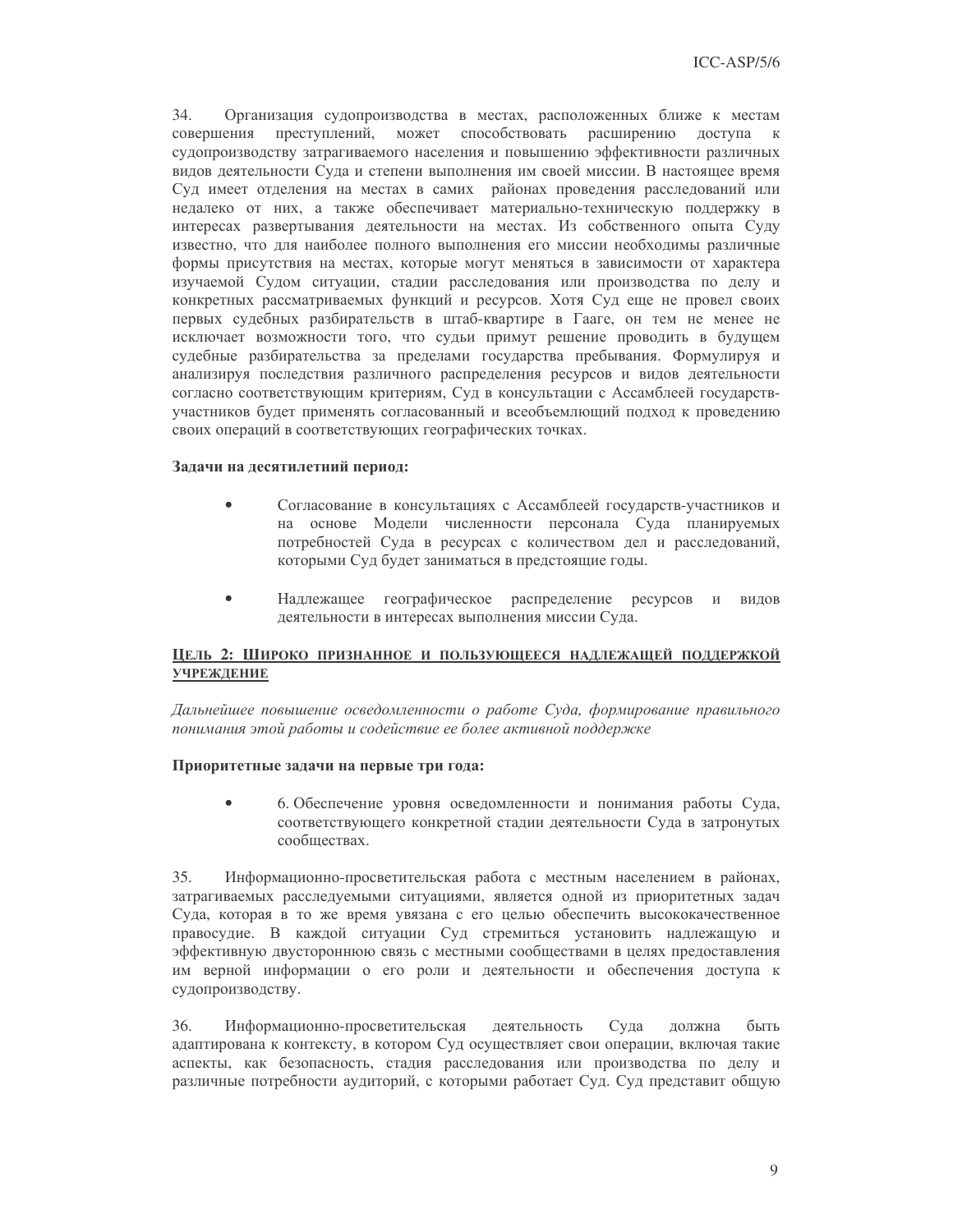34. Организация судопроизводства в местах, расположенных ближе к местам совершения преступлений, может способствовать расширению доступа к судопроизводству затрагиваемого населения и повышению эффективности различных видов деятельности Суда и степени выполнения им своей миссии. В настоящее время Суд имеет отделения на местах в самих районах проведения расследований или недалеко от них, а также обеспечивает материально-техническую поддержку в интересах развертывания деятельности на местах. Из собственного опыта Суду известно, что для наиболее полного выполнения его миссии необходимы различные формы присутствия на местах, которые могут меняться в зависимости от характера изучаемой Судом ситуации, стадии расследования или производства по делу и конкретных рассматриваемых функций и ресурсов. Хотя Суд еще не провел своих первых судебных разбирательств в штаб-квартире в Гааге, он тем не менее не исключает возможности того, что судьи примут решение проводить в будущем судебные разбирательства за пределами государства пребывания. Формулируя и анализируя последствия различного распределения ресурсов и видов деятельности согласно соответствующим критериям, Суд в консультации с Ассамблеей государств-участников будет применять согласованный и всеобъемлющий подход к проведению своих операций в соответствующих географических точках.

**Задачи на десятилетний период:**

- Согласование в консультациях с Ассамблеей государств-участников и на основе Модели численности персонала Суда планируемых потребностей Суда в ресурсах с количеством дел и расследований, которыми Суд будет заниматься в предстоящие годы.

- Надлежащее географическое распределение ресурсов и видов деятельности в интересах выполнения миссии Суда.

**ЦЕЛЬ 2: ШИРОКО ПРИЗНАННОЕ И ПОЛЬЗУЮЩЕЕСЯ НАДЛЕЖАЩЕЙ ПОДДЕРЖКОЙ УЧРЕЖДЕНИЕ**

*Дальнейшее повышение осведомленности о работе Суда, формирование правильного понимания этой работы и содействие ее более активной поддержке*

**Приоритетные задачи на первые три года:**

- 6. Обеспечение уровня осведомленности и понимания работы Суда, соответствующего конкретной стадии деятельности Суда в затронутых сообществах.

35. Информационно-просветительская работа с местным населением в районах, затрагиваемых расследуемыми ситуациями, является одной из приоритетных задач Суда, которая в то же время увязана с его целью обеспечить высококачественное правосудие. В каждой ситуации Суд стремиться установить надлежащую и эффективную двустороннюю связь с местными сообществами в целях предоставления им верной информации о его роли и деятельности и обеспечения доступа к судопроизводству.

36. Информационно-просветительская деятельность Суда должна быть адаптирована к контексту, в котором Суд осуществляет свои операции, включая такие аспекты, как безопасность, стадия расследования или производства по делу и различные потребности аудиторий, с которыми работает Суд. Суд представит общую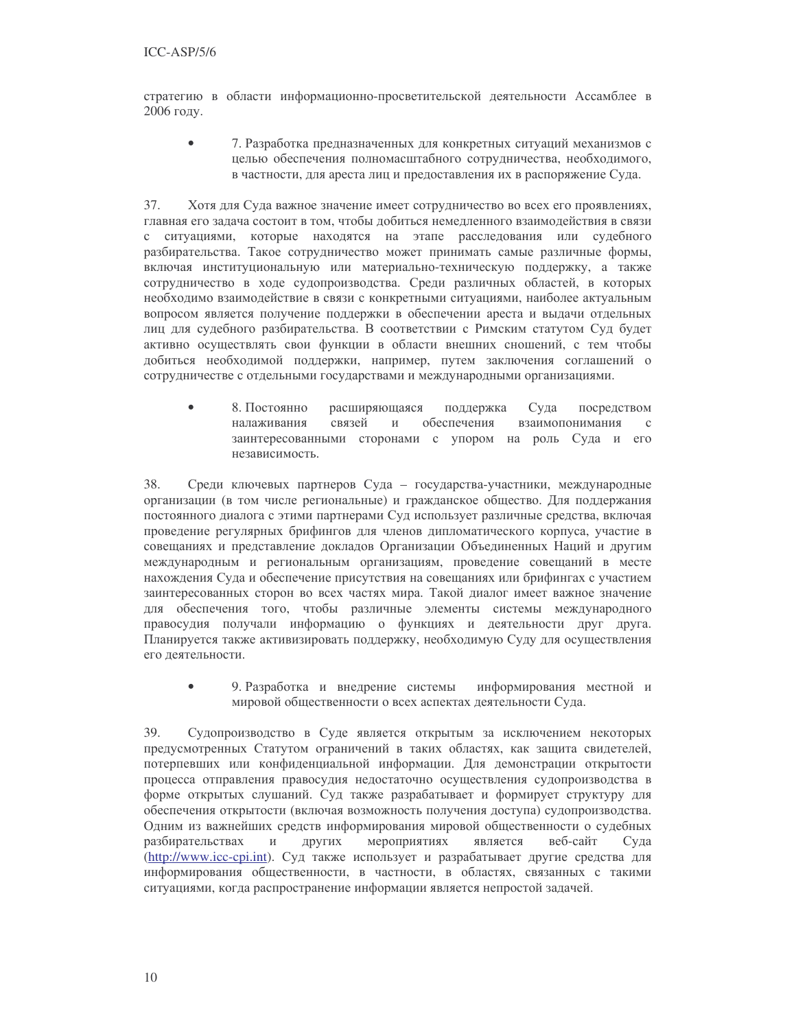стратегию в области информационно-просветительской деятельности Ассамблее в 2006 году.

- 7. Разработка предназначенных для конкретных ситуаций механизмов с целью обеспечения полномасштабного сотрудничества, необходимого, в частности, для ареста лиц и предоставления их в распоряжение Суда.

37. Хотя для Суда важное значение имеет сотрудничество во всех его проявлениях, главная его задача состоит в том, чтобы добиться немедленного взаимодействия в связи с ситуациями, которые находятся на этапе расследования или судебного разбирательства. Такое сотрудничество может принимать самые различные формы, включая институциональную или материально-техническую поддержку, а также сотрудничество в ходе судопроизводства. Среди различных областей, в которых необходимо взаимодействие в связи с конкретными ситуациями, наиболее актуальным вопросом является получение поддержки в обеспечении ареста и выдачи отдельных лиц для судебного разбирательства. В соответствии с Римским статутом Суд будет активно осуществлять свои функции в области внешних сношений, с тем чтобы добиться необходимой поддержки, например, путем заключения соглашений о сотрудничестве с отдельными государствами и международными организациями.

- 8. Постоянно расширяющаяся поддержка Суда посредством налаживания связей и обеспечения взаимопонимания с заинтересованными сторонами с упором на роль Суда и его независимость.

38. Среди ключевых партнеров Суда – государства-участники, международные организации (в том числе региональные) и гражданское общество. Для поддержания постоянного диалога с этими партнерами Суд использует различные средства, включая проведение регулярных брифингов для членов дипломатического корпуса, участие в совещаниях и представление докладов Организации Объединенных Наций и другим международным и региональным организациям, проведение совещаний в месте нахождения Суда и обеспечение присутствия на совещаниях или брифингах с участием заинтересованных сторон во всех частях мира. Такой диалог имеет важное значение для обеспечения того, чтобы различные элементы системы международного правосудия получали информацию о функциях и деятельности друг друга. Планируется также активизировать поддержку, необходимую Суду для осуществления его деятельности.

- 9. Разработка и внедрение системы информирования местной и мировой общественности о всех аспектах деятельности Суда.

39. Судопроизводство в Суде является открытым за исключением некоторых предусмотренных Статутом ограничений в таких областях, как защита свидетелей, потерпевших или конфиденциальной информации. Для демонстрации открытости процесса отправления правосудия недостаточно осуществления судопроизводства в форме открытых слушаний. Суд также разрабатывает и формирует структуру для обеспечения открытости (включая возможность получения доступа) судопроизводства. Одним из важнейших средств информирования мировой общественности о судебных разбирательствах и других мероприятиях является веб-сайт Суда (http://www.icc-cpi.int). Суд также использует и разрабатывает другие средства для информирования общественности, в частности, в областях, связанных с такими ситуациями, когда распространение информации является непростой задачей.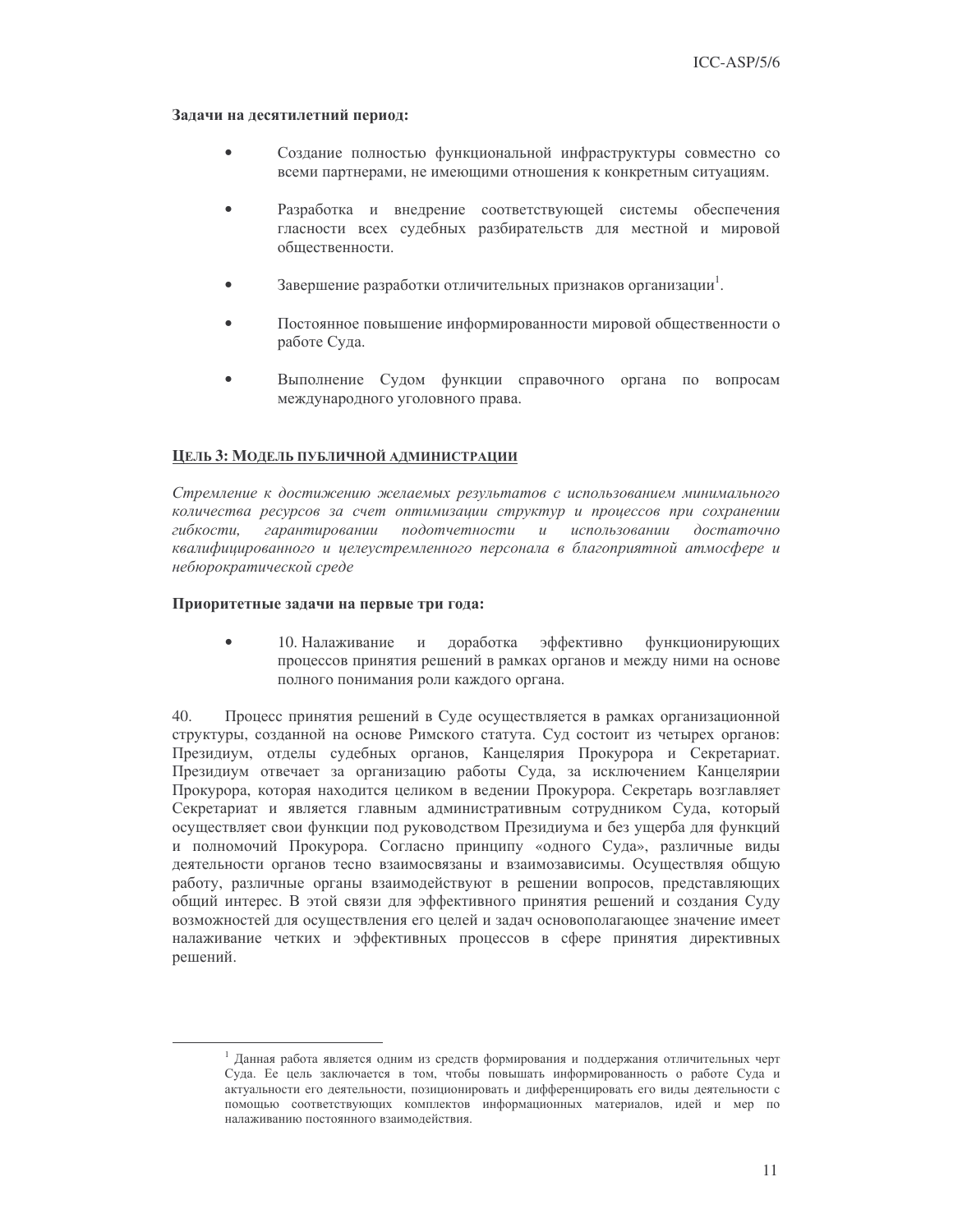**Задачи на десятилетний период:**

- Создание полностью функциональной инфраструктуры совместно со всеми партнерами, не имеющими отношения к конкретным ситуациям.
- Разработка и внедрение соответствующей системы обеспечения гласности всех судебных разбирательств для местной и мировой общественности.
- Завершение разработки отличительных признаков организации[1].
- Постоянное повышение информированности мировой общественности о работе Суда.
- Выполнение Судом функции справочного органа по вопросам международного уголовного права.

## ЦЕЛЬ 3: МОДЕЛЬ ПУБЛИЧНОЙ АДМИНИСТРАЦИИ

*Стремление к достижению желаемых результатов с использованием минимального количества ресурсов за счет оптимизации структур и процессов при сохранении гибкости, гарантировании подотчетности и использовании достаточно квалифицированного и целеустремленного персонала в благоприятной атмосфере и небюрократической среде*

**Приоритетные задачи на первые три года:**

- 10. Налаживание и доработка эффективно функционирующих процессов принятия решений в рамках органов и между ними на основе полного понимания роли каждого органа.

40. Процесс принятия решений в Суде осуществляется в рамках организационной структуры, созданной на основе Римского статута. Суд состоит из четырех органов: Президиум, отделы судебных органов, Канцелярия Прокурора и Секретариат. Президиум отвечает за организацию работы Суда, за исключением Канцелярии Прокурора, которая находится целиком в ведении Прокурора. Секретарь возглавляет Секретариат и является главным административным сотрудником Суда, который осуществляет свои функции под руководством Президиума и без ущерба для функций и полномочий Прокурора. Согласно принципу «одного Суда», различные виды деятельности органов тесно взаимосвязаны и взаимозависимы. Осуществляя общую работу, различные органы взаимодействуют в решении вопросов, представляющих общий интерес. В этой связи для эффективного принятия решений и создания Суду возможностей для осуществления его целей и задач основополагающее значение имеет налаживание четких и эффективных процессов в сфере принятия директивных решений.

---

[1] Данная работа является одним из средств формирования и поддержания отличительных черт Суда. Ее цель заключается в том, чтобы повышать информированность о работе Суда и актуальности его деятельности, позиционировать и дифференцировать его виды деятельности с помощью соответствующих комплектов информационных материалов, идей и мер по налаживанию постоянного взаимодействия.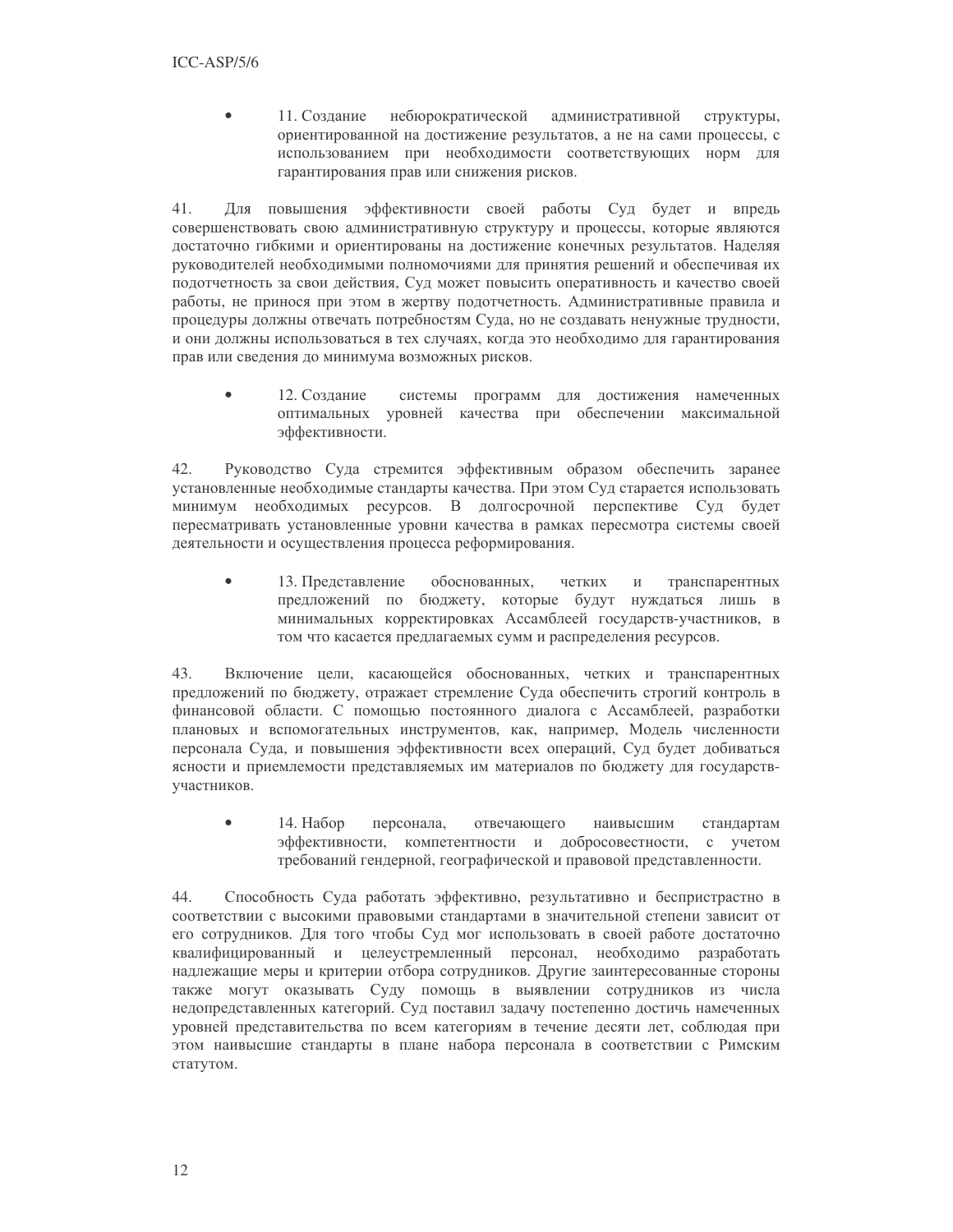- 11. Создание небюрократической административной структуры, ориентированной на достижение результатов, а не на сами процессы, с использованием при необходимости соответствующих норм для гарантирования прав или снижения рисков.

41. Для повышения эффективности своей работы Суд будет и впредь совершенствовать свою административную структуру и процессы, которые являются достаточно гибкими и ориентированы на достижение конечных результатов. Наделяя руководителей необходимыми полномочиями для принятия решений и обеспечивая их подотчетность за свои действия, Суд может повысить оперативность и качество своей работы, не принося при этом в жертву подотчетность. Административные правила и процедуры должны отвечать потребностям Суда, но не создавать ненужные трудности, и они должны использоваться в тех случаях, когда это необходимо для гарантирования прав или сведения до минимума возможных рисков.

- 12. Создание системы программ для достижения намеченных оптимальных уровней качества при обеспечении максимальной эффективности.

42. Руководство Суда стремится эффективным образом обеспечить заранее установленные необходимые стандарты качества. При этом Суд старается использовать минимум необходимых ресурсов. В долгосрочной перспективе Суд будет пересматривать установленные уровни качества в рамках пересмотра системы своей деятельности и осуществления процесса реформирования.

- 13. Представление обоснованных, четких и транспарентных предложений по бюджету, которые будут нуждаться лишь в минимальных корректировках Ассамблеей государств-участников, в том что касается предлагаемых сумм и распределения ресурсов.

43. Включение цели, касающейся обоснованных, четких и транспарентных предложений по бюджету, отражает стремление Суда обеспечить строгий контроль в финансовой области. С помощью постоянного диалога с Ассамблеей, разработки плановых и вспомогательных инструментов, как, например, Модель численности персонала Суда, и повышения эффективности всех операций, Суд будет добиваться ясности и приемлемости представляемых им материалов по бюджету для государств-участников.

- 14. Набор персонала, отвечающего наивысшим стандартам эффективности, компетентности и добросовестности, с учетом требований гендерной, географической и правовой представленности.

44. Способность Суда работать эффективно, результативно и беспристрастно в соответствии с высокими правовыми стандартами в значительной степени зависит от его сотрудников. Для того чтобы Суд мог использовать в своей работе достаточно квалифицированный и целеустремленный персонал, необходимо разработать надлежащие меры и критерии отбора сотрудников. Другие заинтересованные стороны также могут оказывать Суду помощь в выявлении сотрудников из числа недопредставленных категорий. Суд поставил задачу постепенно достичь намеченных уровней представительства по всем категориям в течение десяти лет, соблюдая при этом наивысшие стандарты в плане набора персонала в соответствии с Римским статутом.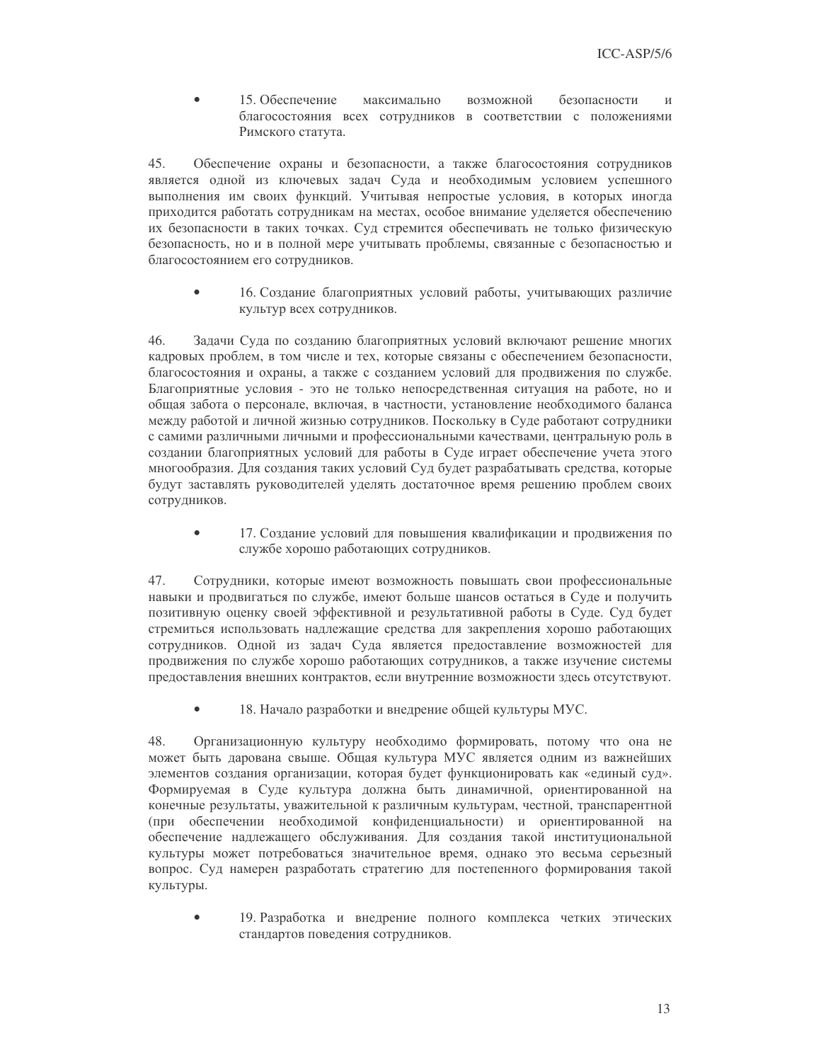- 15. Обеспечение максимально возможной безопасности и благосостояния всех сотрудников в соответствии с положениями Римского статута.

45. Обеспечение охраны и безопасности, а также благосостояния сотрудников является одной из ключевых задач Суда и необходимым условием успешного выполнения им своих функций. Учитывая непростые условия, в которых иногда приходится работать сотрудникам на местах, особое внимание уделяется обеспечению их безопасности в таких точках. Суд стремится обеспечивать не только физическую безопасность, но и в полной мере учитывать проблемы, связанные с безопасностью и благосостоянием его сотрудников.

- 16. Создание благоприятных условий работы, учитывающих различие культур всех сотрудников.

46. Задачи Суда по созданию благоприятных условий включают решение многих кадровых проблем, в том числе и тех, которые связаны с обеспечением безопасности, благосостояния и охраны, а также с созданием условий для продвижения по службе. Благоприятные условия - это не только непосредственная ситуация на работе, но и общая забота о персонале, включая, в частности, установление необходимого баланса между работой и личной жизнью сотрудников. Поскольку в Суде работают сотрудники с самими различными личными и профессиональными качествами, центральную роль в создании благоприятных условий для работы в Суде играет обеспечение учета этого многообразия. Для создания таких условий Суд будет разрабатывать средства, которые будут заставлять руководителей уделять достаточное время решению проблем своих сотрудников.

- 17. Создание условий для повышения квалификации и продвижения по службе хорошо работающих сотрудников.

47. Сотрудники, которые имеют возможность повышать свои профессиональные навыки и продвигаться по службе, имеют больше шансов остаться в Суде и получить позитивную оценку своей эффективной и результативной работы в Суде. Суд будет стремиться использовать надлежащие средства для закрепления хорошо работающих сотрудников. Одной из задач Суда является предоставление возможностей для продвижения по службе хорошо работающих сотрудников, а также изучение системы предоставления внешних контрактов, если внутренние возможности здесь отсутствуют.

- 18. Начало разработки и внедрение общей культуры МУС.

48. Организационную культуру необходимо формировать, потому что она не может быть дарована свыше. Общая культура МУС является одним из важнейших элементов создания организации, которая будет функционировать как «единый суд». Формируемая в Суде культура должна быть динамичной, ориентированной на конечные результаты, уважительной к различным культурам, честной, транспарентной (при обеспечении необходимой конфиденциальности) и ориентированной на обеспечение надлежащего обслуживания. Для создания такой институциональной культуры может потребоваться значительное время, однако это весьма серьезный вопрос. Суд намерен разработать стратегию для постепенного формирования такой культуры.

- 19. Разработка и внедрение полного комплекса четких этических стандартов поведения сотрудников.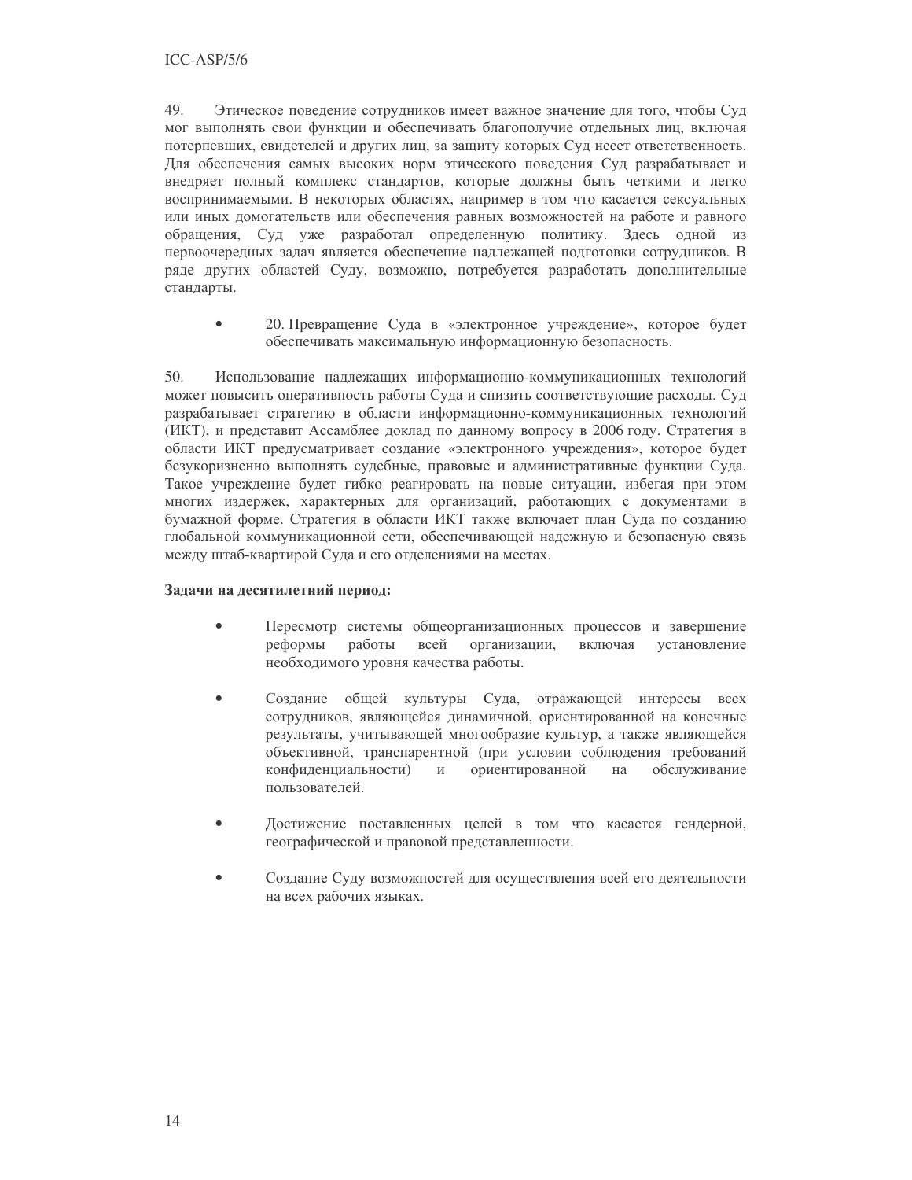49. Этическое поведение сотрудников имеет важное значение для того, чтобы Суд мог выполнять свои функции и обеспечивать благополучие отдельных лиц, включая потерпевших, свидетелей и других лиц, за защиту которых Суд несет ответственность. Для обеспечения самых высоких норм этического поведения Суд разрабатывает и внедряет полный комплекс стандартов, которые должны быть четкими и легко воспринимаемыми. В некоторых областях, например в том что касается сексуальных или иных домогательств или обеспечения равных возможностей на работе и равного обращения, Суд уже разработал определенную политику. Здесь одной из первоочередных задач является обеспечение надлежащей подготовки сотрудников. В ряде других областей Суду, возможно, потребуется разработать дополнительные стандарты.

- 20. Превращение Суда в «электронное учреждение», которое будет обеспечивать максимальную информационную безопасность.

50. Использование надлежащих информационно-коммуникационных технологий может повысить оперативность работы Суда и снизить соответствующие расходы. Суд разрабатывает стратегию в области информационно-коммуникационных технологий (ИКТ), и представит Ассамблее доклад по данному вопросу в 2006 году. Стратегия в области ИКТ предусматривает создание «электронного учреждения», которое будет безукоризненно выполнять судебные, правовые и административные функции Суда. Такое учреждение будет гибко реагировать на новые ситуации, избегая при этом многих издержек, характерных для организаций, работающих с документами в бумажной форме. Стратегия в области ИКТ также включает план Суда по созданию глобальной коммуникационной сети, обеспечивающей надежную и безопасную связь между штаб-квартирой Суда и его отделениями на местах.

**Задачи на десятилетний период:**

- Пересмотр системы общеорганизационных процессов и завершение реформы работы всей организации, включая установление необходимого уровня качества работы.

- Создание общей культуры Суда, отражающей интересы всех сотрудников, являющейся динамичной, ориентированной на конечные результаты, учитывающей многообразие культур, а также являющейся объективной, транспарентной (при условии соблюдения требований конфиденциальности) и ориентированной на обслуживание пользователей.

- Достижение поставленных целей в том что касается гендерной, географической и правовой представленности.

- Создание Суду возможностей для осуществления всей его деятельности на всех рабочих языках.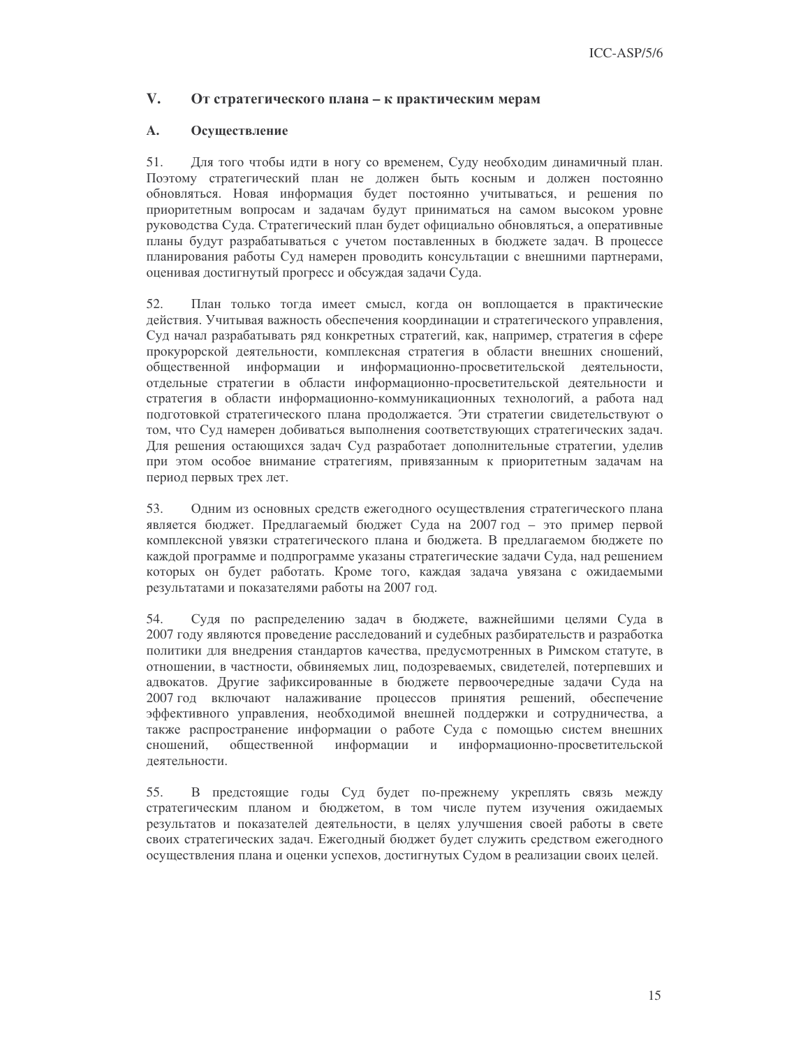## V. От стратегического плана – к практическим мерам

### A. Осуществление

51. Для того чтобы идти в ногу со временем, Суду необходим динамичный план. Поэтому стратегический план не должен быть косным и должен постоянно обновляться. Новая информация будет постоянно учитываться, и решения по приоритетным вопросам и задачам будут приниматься на самом высоком уровне руководства Суда. Стратегический план будет официально обновляться, а оперативные планы будут разрабатываться с учетом поставленных в бюджете задач. В процессе планирования работы Суд намерен проводить консультации с внешними партнерами, оценивая достигнутый прогресс и обсуждая задачи Суда.

52. План только тогда имеет смысл, когда он воплощается в практические действия. Учитывая важность обеспечения координации и стратегического управления, Суд начал разрабатывать ряд конкретных стратегий, как, например, стратегия в сфере прокурорской деятельности, комплексная стратегия в области внешних сношений, общественной информации и информационно-просветительской деятельности, отдельные стратегии в области информационно-просветительской деятельности и стратегия в области информационно-коммуникационных технологий, а работа над подготовкой стратегического плана продолжается. Эти стратегии свидетельствуют о том, что Суд намерен добиваться выполнения соответствующих стратегических задач. Для решения остающихся задач Суд разработает дополнительные стратегии, уделив при этом особое внимание стратегиям, привязанным к приоритетным задачам на период первых трех лет.

53. Одним из основных средств ежегодного осуществления стратегического плана является бюджет. Предлагаемый бюджет Суда на 2007 год – это пример первой комплексной увязки стратегического плана и бюджета. В предлагаемом бюджете по каждой программе и подпрограмме указаны стратегические задачи Суда, над решением которых он будет работать. Кроме того, каждая задача увязана с ожидаемыми результатами и показателями работы на 2007 год.

54. Судя по распределению задач в бюджете, важнейшими целями Суда в 2007 году являются проведение расследований и судебных разбирательств и разработка политики для внедрения стандартов качества, предусмотренных в Римском статуте, в отношении, в частности, обвиняемых лиц, подозреваемых, свидетелей, потерпевших и адвокатов. Другие зафиксированные в бюджете первоочередные задачи Суда на 2007 год включают налаживание процессов принятия решений, обеспечение эффективного управления, необходимой внешней поддержки и сотрудничества, а также распространение информации о работе Суда с помощью систем внешних сношений, общественной информации и информационно-просветительской деятельности.

55. В предстоящие годы Суд будет по-прежнему укреплять связь между стратегическим планом и бюджетом, в том числе путем изучения ожидаемых результатов и показателей деятельности, в целях улучшения своей работы в свете своих стратегических задач. Ежегодный бюджет будет служить средством ежегодного осуществления плана и оценки успехов, достигнутых Судом в реализации своих целей.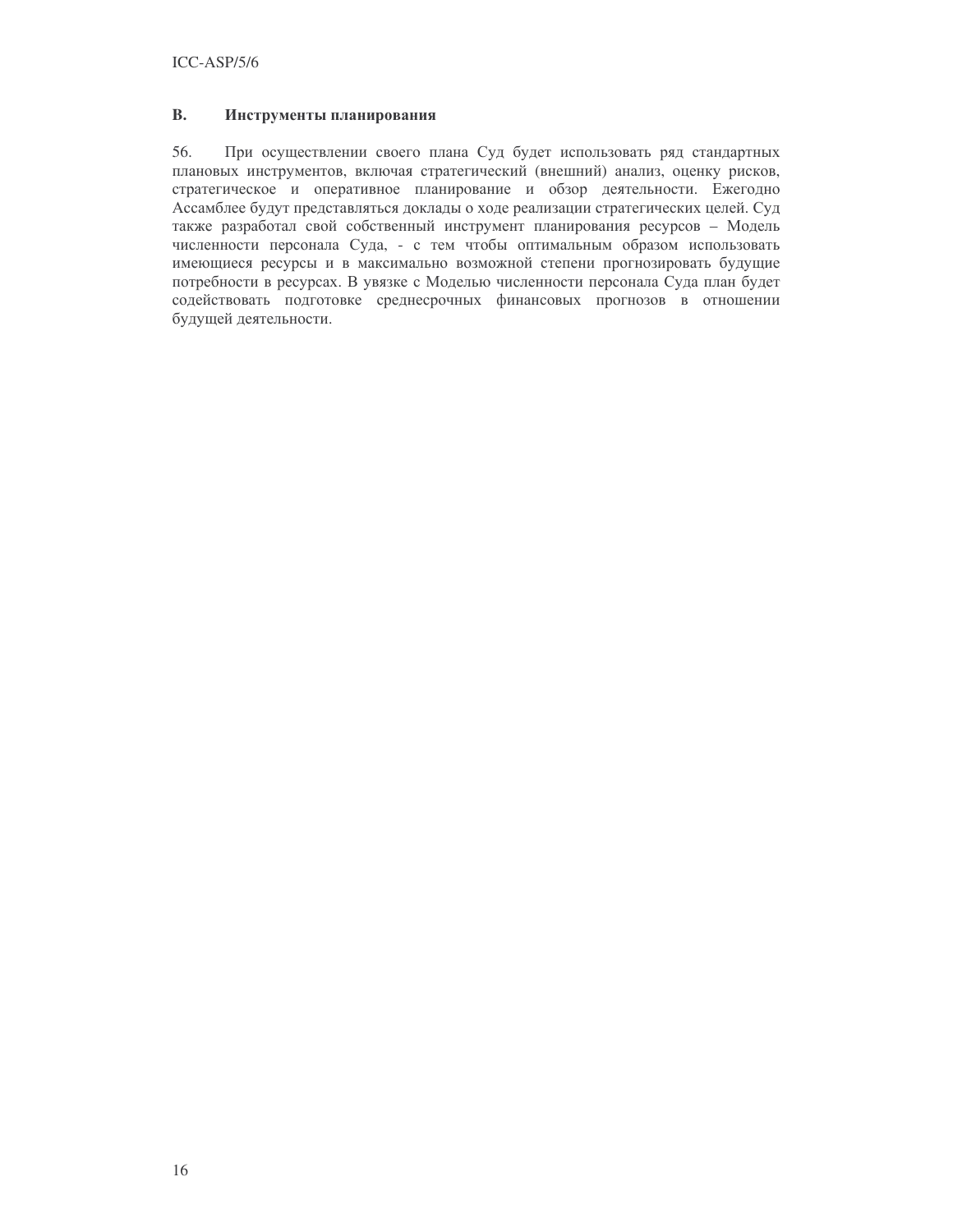## B. Инструменты планирования

56. При осуществлении своего плана Суд будет использовать ряд стандартных плановых инструментов, включая стратегический (внешний) анализ, оценку рисков, стратегическое и оперативное планирование и обзор деятельности. Ежегодно Ассамблее будут представляться доклады о ходе реализации стратегических целей. Суд также разработал свой собственный инструмент планирования ресурсов – Модель численности персонала Суда, - с тем чтобы оптимальным образом использовать имеющиеся ресурсы и в максимально возможной степени прогнозировать будущие потребности в ресурсах. В увязке с Моделью численности персонала Суда план будет содействовать подготовке среднесрочных финансовых прогнозов в отношении будущей деятельности.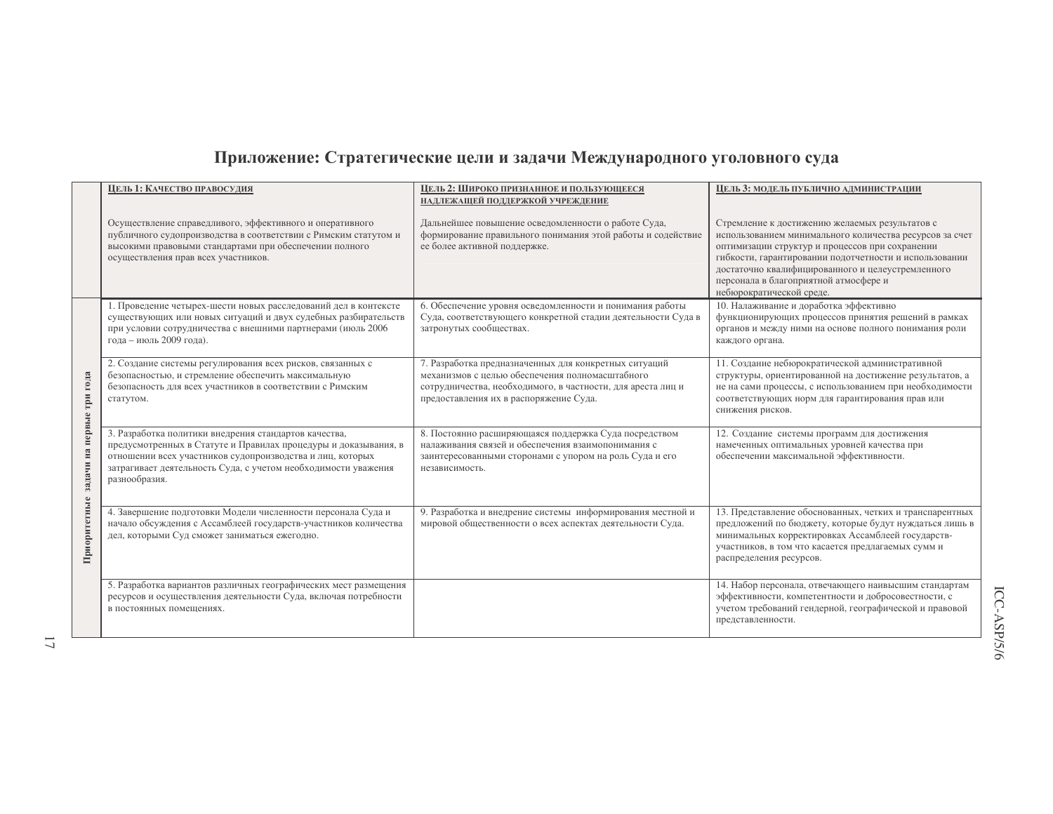# Приложение: Стратегические цели и задачи Международного уголовного суда

| | **Цель 1: Качество правосудия**<br><br>Осуществление справедливого, эффективного и оперативного публичного судопроизводства в соответствии с Римским статутом и высокими правовыми стандартами при обеспечении полного осуществления прав всех участников. | **Цель 2: Широко признанное и пользующееся надлежащей поддержкой учреждение**<br><br>Дальнейшее повышение осведомленности о работе Суда, формирование правильного понимания этой работы и содействие ее более активной поддержке. | **Цель 3: Модель публично администрации**<br><br>Стремление к достижению желаемых результатов с использованием минимального количества ресурсов за счет оптимизации структур и процессов при сохранении гибкости, гарантировании подотчетности и использовании достаточно квалифицированного и целеустремленного персонала в благоприятной атмосфере и небюрократической среде. |
|---|---|---|---|
| **Приоритетные задачи на первые три года** | 1. Проведение четырех-шести новых расследований дел в контексте существующих или новых ситуаций и двух судебных разбирательств при условии сотрудничества с внешними партнерами (июль 2006 года – июль 2009 года). | 6. Обеспечение уровня осведомленности и понимания работы Суда, соответствующего конкретной стадии деятельности Суда в затронутых сообществах. | 10. Налаживание и доработка эффективно функционирующих процессов принятия решений в рамках органов и между ними на основе полного понимания роли каждого органа. |
| | 2. Создание системы регулирования всех рисков, связанных с безопасностью, и стремление обеспечить максимальную безопасность для всех участников в соответствии с Римским статутом. | 7. Разработка предназначенных для конкретных ситуаций механизмов с целью обеспечения полномасштабного сотрудничества, необходимого, в частности, для ареста лиц и предоставления их в распоряжение Суда. | 11. Создание небюрократической административной структуры, ориентированной на достижение результатов, а не на сами процессы, с использованием при необходимости соответствующих норм для гарантирования прав или снижения рисков. |
| | 3. Разработка политики внедрения стандартов качества, предусмотренных в Статуте и Правилах процедуры и доказывания, в отношении всех участников судопроизводства и лиц, которых затрагивает деятельность Суда, с учетом необходимости уважения разнообразия. | 8. Постоянно расширяющаяся поддержка Суда посредством налаживания связей и обеспечения взаимопонимания с заинтересованными сторонами с упором на роль Суда и его независимость. | 12. Создание системы программ для достижения намеченных оптимальных уровней качества при обеспечении максимальной эффективности. |
| | 4. Завершение подготовки Модели численности персонала Суда и начало обсуждения с Ассамблеей государств-участников количества дел, которыми Суд сможет заниматься ежегодно. | 9. Разработка и внедрение системы информирования местной и мировой общественности о всех аспектах деятельности Суда. | 13. Представление обоснованных, четких и транспарентных предложений по бюджету, которые будут нуждаться лишь в минимальных корректировках Ассамблеей государств-участников, в том что касается предлагаемых сумм и распределения ресурсов. |
| | 5. Разработка вариантов различных географических мест размещения ресурсов и осуществления деятельности Суда, включая потребности в постоянных помещениях. | | 14. Набор персонала, отвечающего наивысшим стандартам эффективности, компетентности и добросовестности, с учетом требований гендерной, географической и правовой представленности. |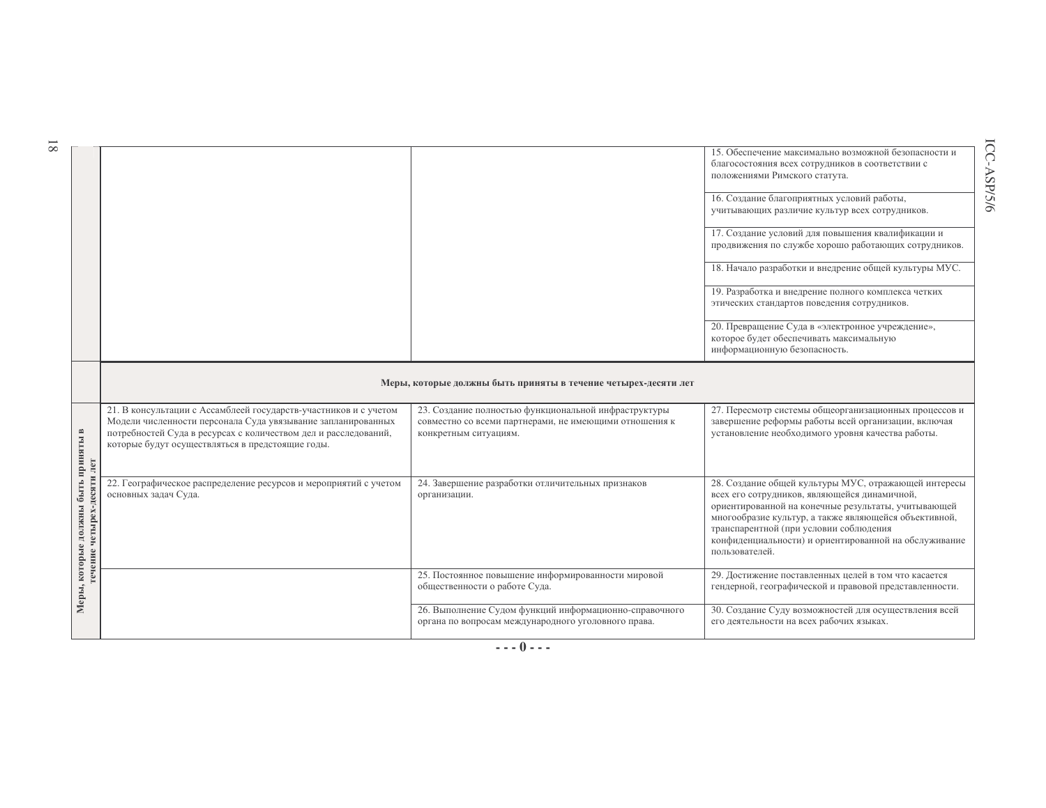| | | | |
|---|---|---|---|
| | | | 15. Обеспечение максимально возможной безопасности и благосостояния всех сотрудников в соответствии с положениями Римского статута. |
| | | | 16. Создание благоприятных условий работы, учитывающих различие культур всех сотрудников. |
| | | | 17. Создание условий для повышения квалификации и продвижения по службе хорошо работающих сотрудников. |
| | | | 18. Начало разработки и внедрение общей культуры МУС. |
| | | | 19. Разработка и внедрение полного комплекса четких этических стандартов поведения сотрудников. |
| | | | 20. Превращение Суда в «электронное учреждение», которое будет обеспечивать максимальную информационную безопасность. |
| | **Меры, которые должны быть приняты в течение четырех-десяти лет** | | |
| **Меры, которые должны быть приняты в течение четырех-десяти лет** | 21. В консультации с Ассамблеей государств-участников и с учетом Модели численности персонала Суда увязывание запланированных потребностей Суда в ресурсах с количеством дел и расследований, которые будут осуществляться в предстоящие годы. | 23. Создание полностью функциональной инфраструктуры совместно со всеми партнерами, не имеющими отношения к конкретным ситуациям. | 27. Пересмотр системы общеорганизационных процессов и завершение реформы работы всей организации, включая установление необходимого уровня качества работы. |
| | 22. Географическое распределение ресурсов и мероприятий с учетом основных задач Суда. | 24. Завершение разработки отличительных признаков организации. | 28. Создание общей культуры МУС, отражающей интересы всех его сотрудников, являющейся динамичной, ориентированной на конечные результаты, учитывающей многообразие культур, а также являющейся объективной, транспарентной (при условии соблюдения конфиденциальности) и ориентированной на обслуживание пользователей. |
| | | 25. Постоянное повышение информированности мировой общественности о работе Суда. | 29. Достижение поставленных целей в том что касается гендерной, географической и правовой представленности. |
| | | 26. Выполнение Судом функций информационно-справочного органа по вопросам международного уголовного права. | 30. Создание Суду возможностей для осуществления всей его деятельности на всех рабочих языках. |

**- - - 0 - - -**